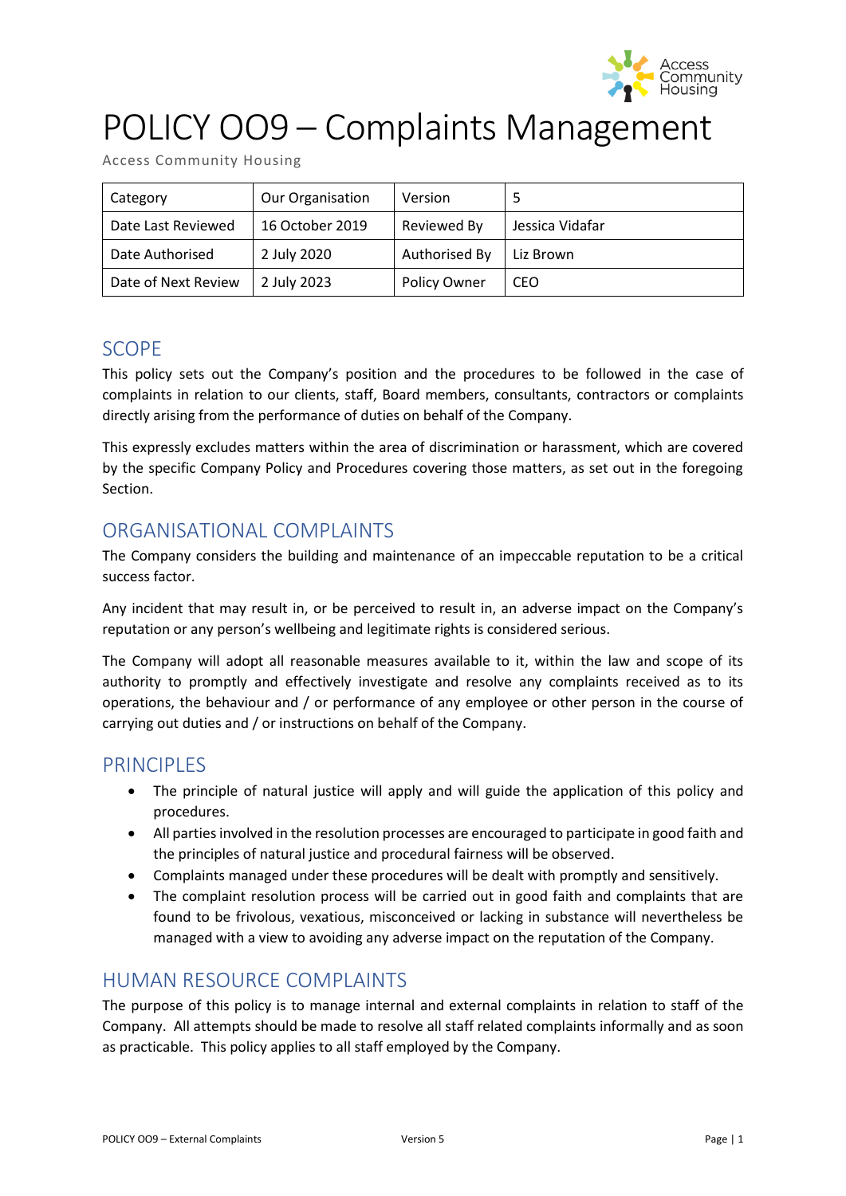# POLICY OO9 – Complaints Management

Access Community Housing

| Category | Our Organisation | Version | 5 |
|---|---|---|---|
| Date Last Reviewed | 16 October 2019 | Reviewed By | Jessica Vidafar |
| Date Authorised | 2 July 2020 | Authorised By | Liz Brown |
| Date of Next Review | 2 July 2023 | Policy Owner | CEO |

## SCOPE

This policy sets out the Company's position and the procedures to be followed in the case of complaints in relation to our clients, staff, Board members, consultants, contractors or complaints directly arising from the performance of duties on behalf of the Company.

This expressly excludes matters within the area of discrimination or harassment, which are covered by the specific Company Policy and Procedures covering those matters, as set out in the foregoing Section.

## ORGANISATIONAL COMPLAINTS

The Company considers the building and maintenance of an impeccable reputation to be a critical success factor.

Any incident that may result in, or be perceived to result in, an adverse impact on the Company's reputation or any person's wellbeing and legitimate rights is considered serious.

The Company will adopt all reasonable measures available to it, within the law and scope of its authority to promptly and effectively investigate and resolve any complaints received as to its operations, the behaviour and / or performance of any employee or other person in the course of carrying out duties and / or instructions on behalf of the Company.

## PRINCIPLES

- The principle of natural justice will apply and will guide the application of this policy and procedures.
- All parties involved in the resolution processes are encouraged to participate in good faith and the principles of natural justice and procedural fairness will be observed.
- Complaints managed under these procedures will be dealt with promptly and sensitively.
- The complaint resolution process will be carried out in good faith and complaints that are found to be frivolous, vexatious, misconceived or lacking in substance will nevertheless be managed with a view to avoiding any adverse impact on the reputation of the Company.

## HUMAN RESOURCE COMPLAINTS

The purpose of this policy is to manage internal and external complaints in relation to staff of the Company. All attempts should be made to resolve all staff related complaints informally and as soon as practicable. This policy applies to all staff employed by the Company.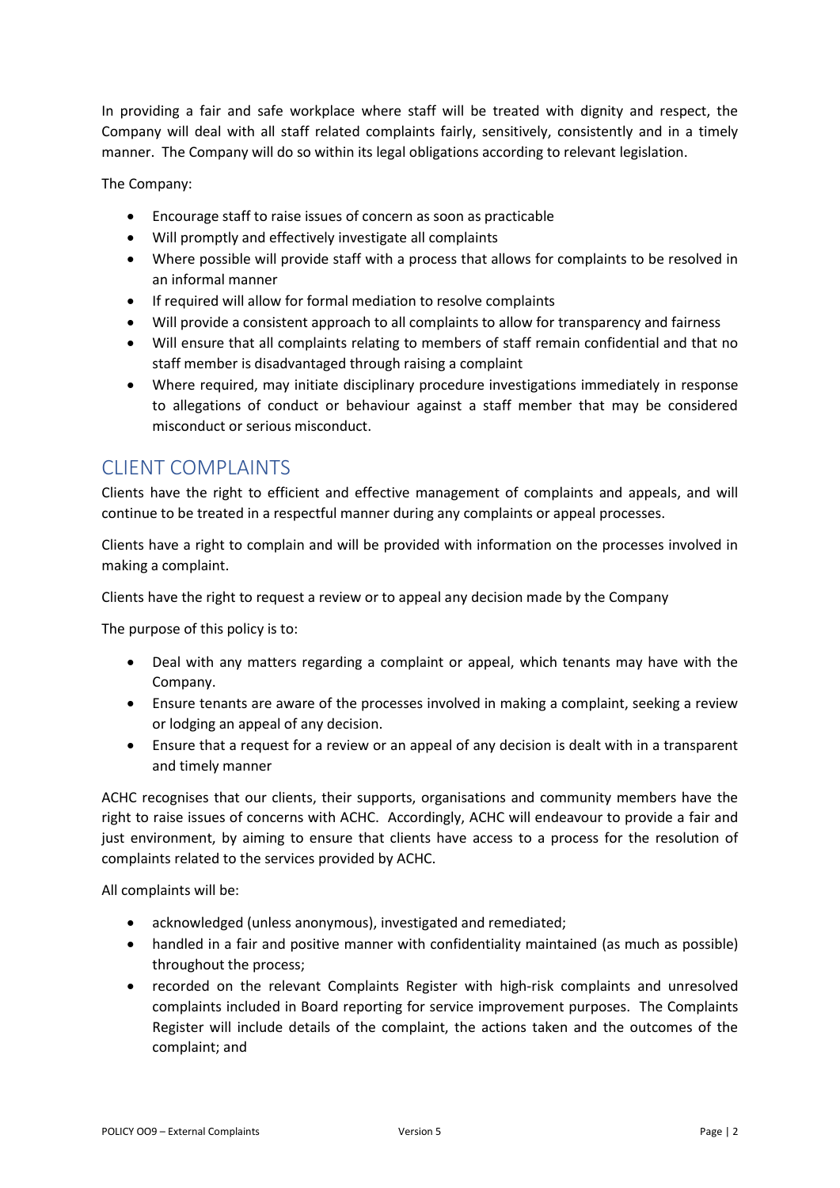In providing a fair and safe workplace where staff will be treated with dignity and respect, the Company will deal with all staff related complaints fairly, sensitively, consistently and in a timely manner. The Company will do so within its legal obligations according to relevant legislation.

The Company:

- Encourage staff to raise issues of concern as soon as practicable
- Will promptly and effectively investigate all complaints
- Where possible will provide staff with a process that allows for complaints to be resolved in an informal manner
- If required will allow for formal mediation to resolve complaints
- Will provide a consistent approach to all complaints to allow for transparency and fairness
- Will ensure that all complaints relating to members of staff remain confidential and that no staff member is disadvantaged through raising a complaint
- Where required, may initiate disciplinary procedure investigations immediately in response to allegations of conduct or behaviour against a staff member that may be considered misconduct or serious misconduct.

## CLIENT COMPLAINTS

Clients have the right to efficient and effective management of complaints and appeals, and will continue to be treated in a respectful manner during any complaints or appeal processes.

Clients have a right to complain and will be provided with information on the processes involved in making a complaint.

Clients have the right to request a review or to appeal any decision made by the Company

The purpose of this policy is to:

- Deal with any matters regarding a complaint or appeal, which tenants may have with the Company.
- Ensure tenants are aware of the processes involved in making a complaint, seeking a review or lodging an appeal of any decision.
- Ensure that a request for a review or an appeal of any decision is dealt with in a transparent and timely manner

ACHC recognises that our clients, their supports, organisations and community members have the right to raise issues of concerns with ACHC. Accordingly, ACHC will endeavour to provide a fair and just environment, by aiming to ensure that clients have access to a process for the resolution of complaints related to the services provided by ACHC.

All complaints will be:

- acknowledged (unless anonymous), investigated and remediated;
- handled in a fair and positive manner with confidentiality maintained (as much as possible) throughout the process;
- recorded on the relevant Complaints Register with high-risk complaints and unresolved complaints included in Board reporting for service improvement purposes. The Complaints Register will include details of the complaint, the actions taken and the outcomes of the complaint; and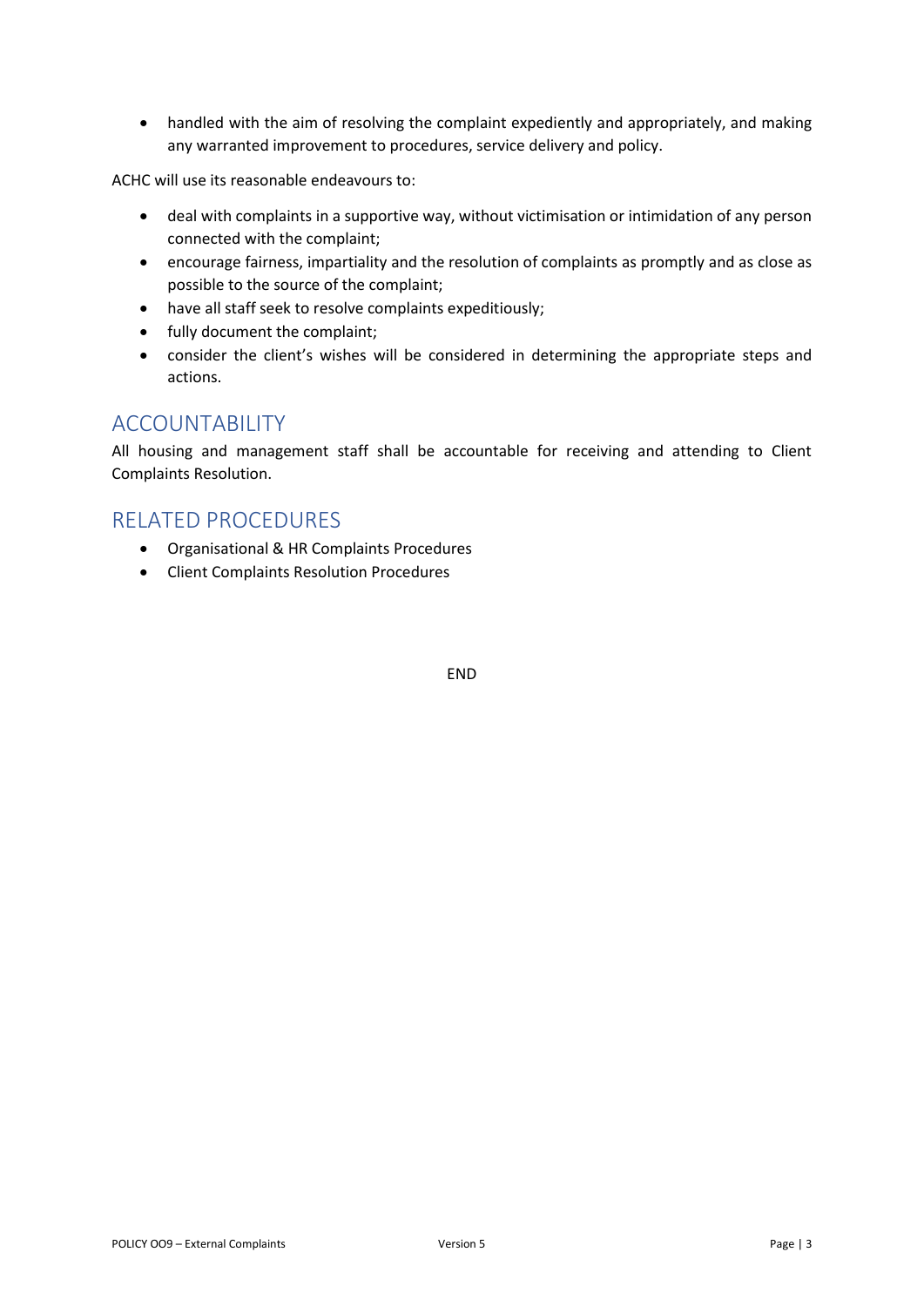- handled with the aim of resolving the complaint expediently and appropriately, and making any warranted improvement to procedures, service delivery and policy.

ACHC will use its reasonable endeavours to:

- deal with complaints in a supportive way, without victimisation or intimidation of any person connected with the complaint;
- encourage fairness, impartiality and the resolution of complaints as promptly and as close as possible to the source of the complaint;
- have all staff seek to resolve complaints expeditiously;
- fully document the complaint;
- consider the client's wishes will be considered in determining the appropriate steps and actions.

## ACCOUNTABILITY

All housing and management staff shall be accountable for receiving and attending to Client Complaints Resolution.

## RELATED PROCEDURES

- Organisational & HR Complaints Procedures
- Client Complaints Resolution Procedures

END